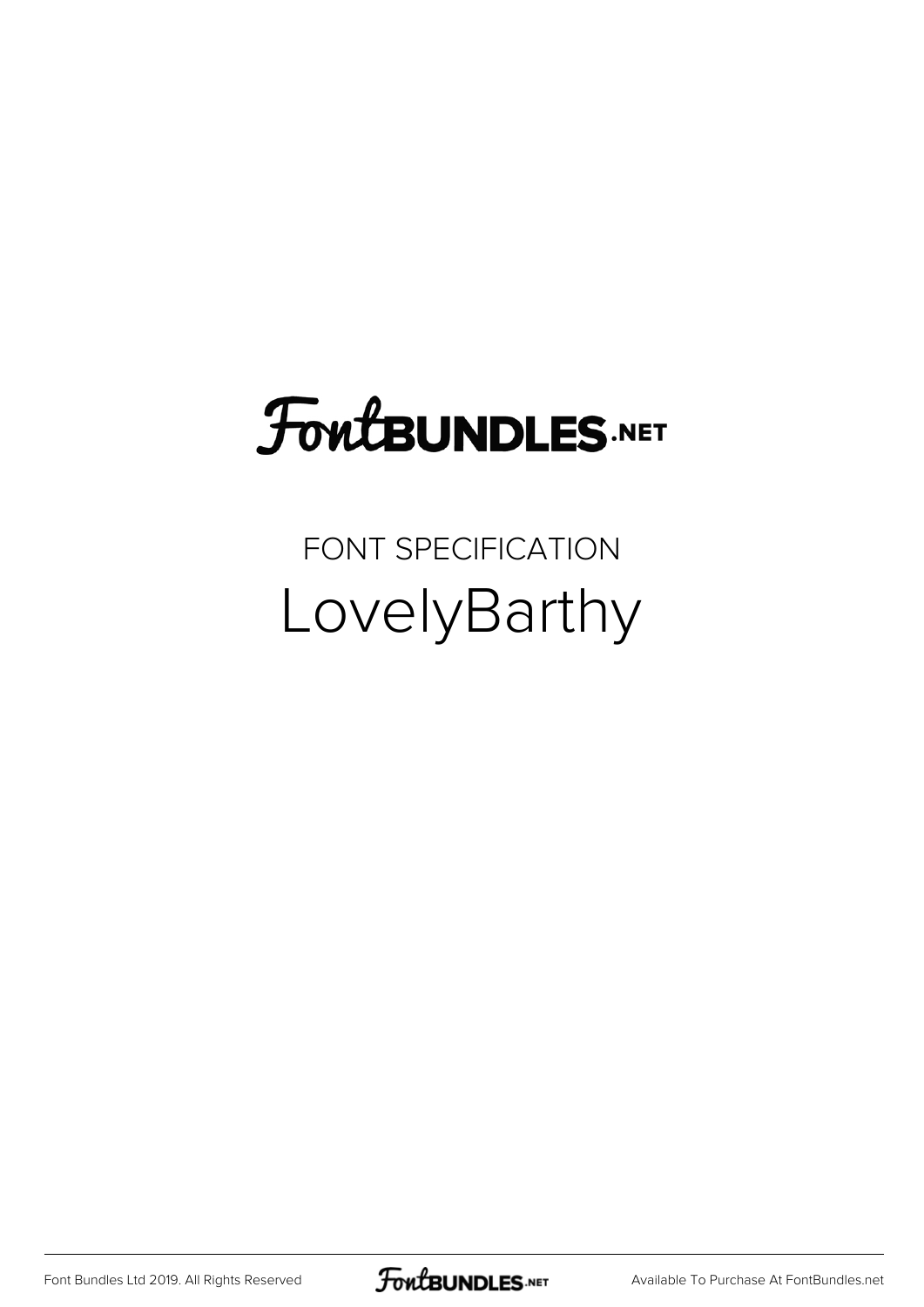# FontBUNDLES.NET

FONT SPECIFICATION

## LovelyBarthy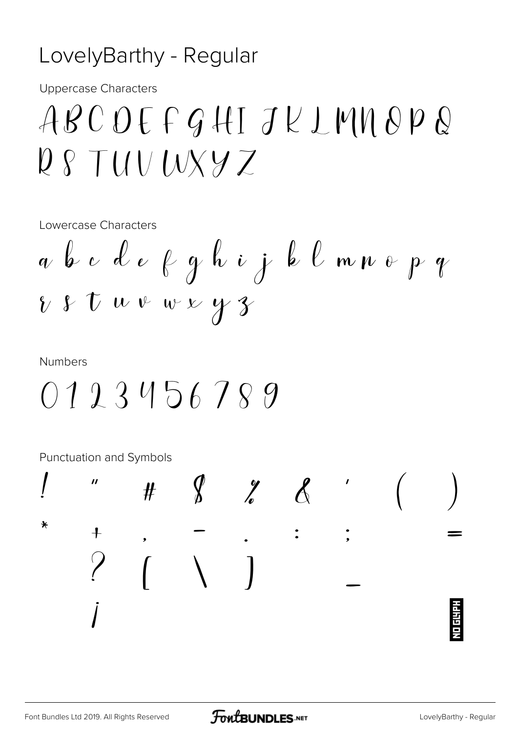# LovelyBarthy - Regular

Uppercase Characters

A B C D E F G H I J K L M N O P Q
R S T U V W X Y Z

Lowercase Characters

a b c d e f g h i j k l m n o p q
r s t u v w x y z

Numbers

0 1 2 3 4 5 6 7 8 9

Punctuation and Symbols

! " # $ % & ' ( )
* + , - . : ; =
? [ \ ] _
¡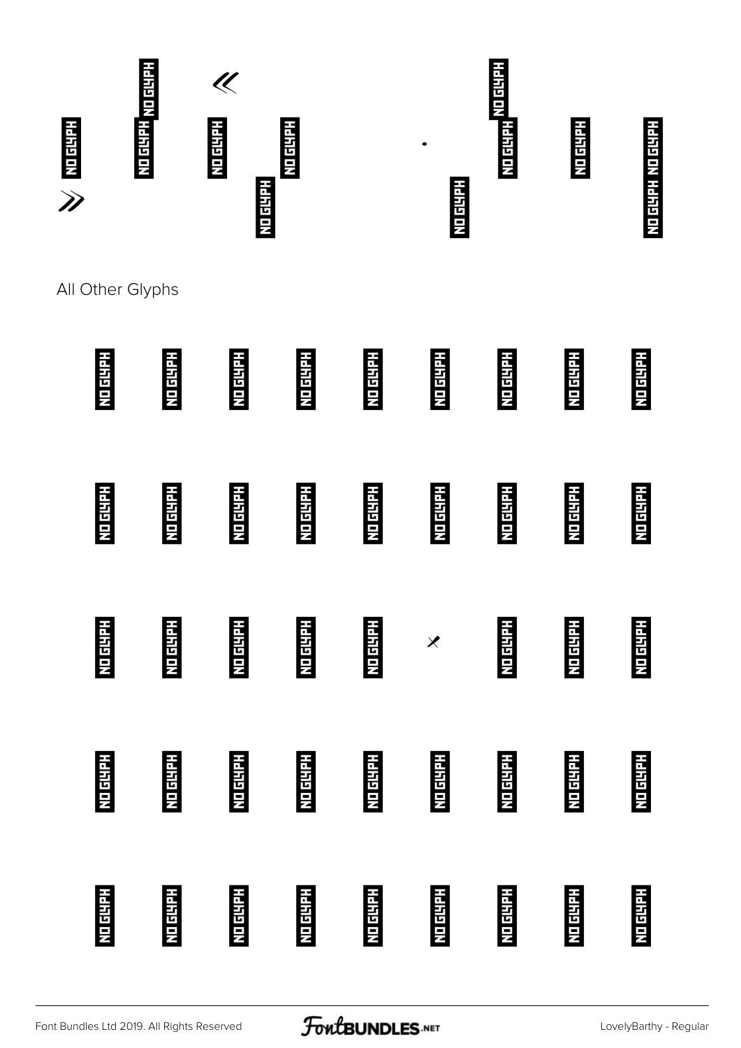« NO GLYPH NO GLYPH NO GLYPH NO GLYPH NO GLYPH NO GLYPH · NO GLYPH NO GLYPH NO GLYPH NO GLYPH NO GLYPH NO GLYPH

»

## All Other Glyphs

NO GLYPH NO GLYPH NO GLYPH NO GLYPH NO GLYPH NO GLYPH NO GLYPH NO GLYPH NO GLYPH

NO GLYPH NO GLYPH NO GLYPH NO GLYPH NO GLYPH NO GLYPH NO GLYPH NO GLYPH NO GLYPH

NO GLYPH NO GLYPH NO GLYPH NO GLYPH NO GLYPH ✗ NO GLYPH NO GLYPH NO GLYPH

NO GLYPH NO GLYPH NO GLYPH NO GLYPH NO GLYPH NO GLYPH NO GLYPH NO GLYPH NO GLYPH

NO GLYPH NO GLYPH NO GLYPH NO GLYPH NO GLYPH NO GLYPH NO GLYPH NO GLYPH NO GLYPH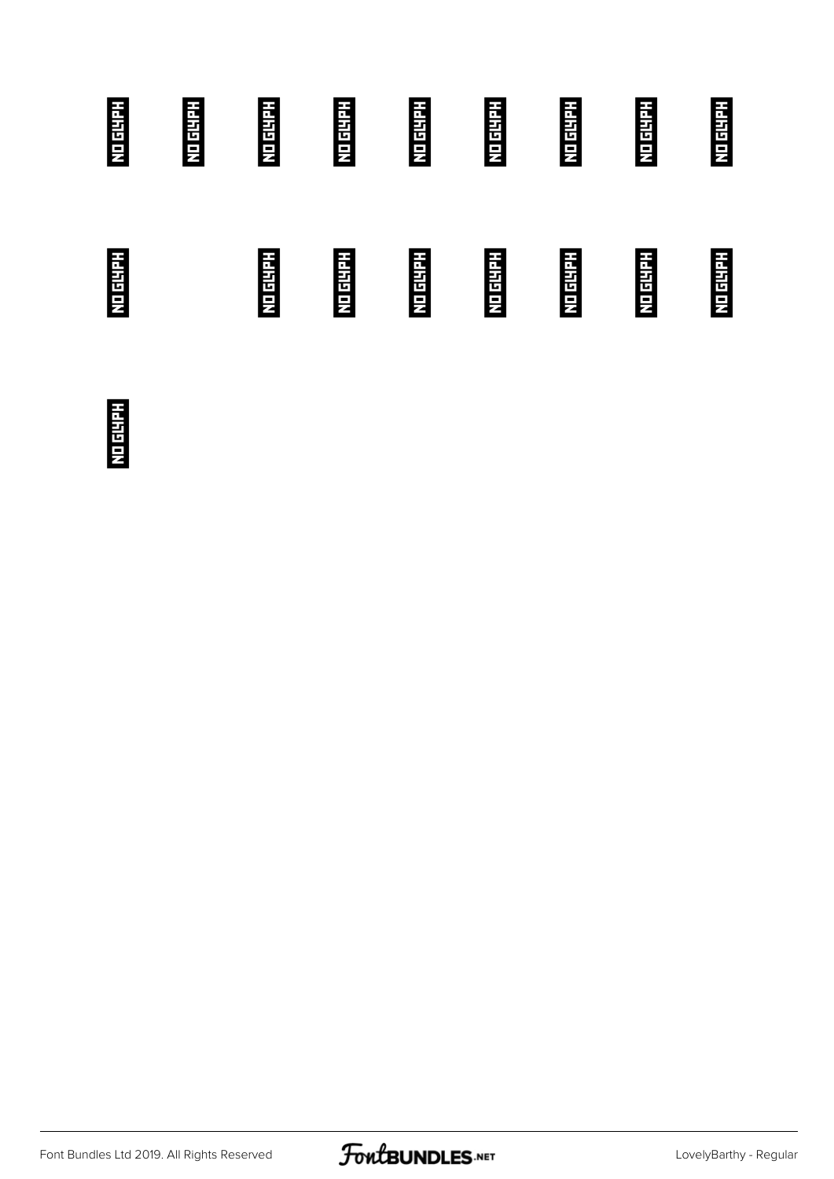NO GLYPH NO GLYPH NO GLYPH NO GLYPH NO GLYPH NO GLYPH NO GLYPH NO GLYPH NO GLYPH

NO GLYPH NO GLYPH NO GLYPH NO GLYPH NO GLYPH NO GLYPH NO GLYPH NO GLYPH

NO GLYPH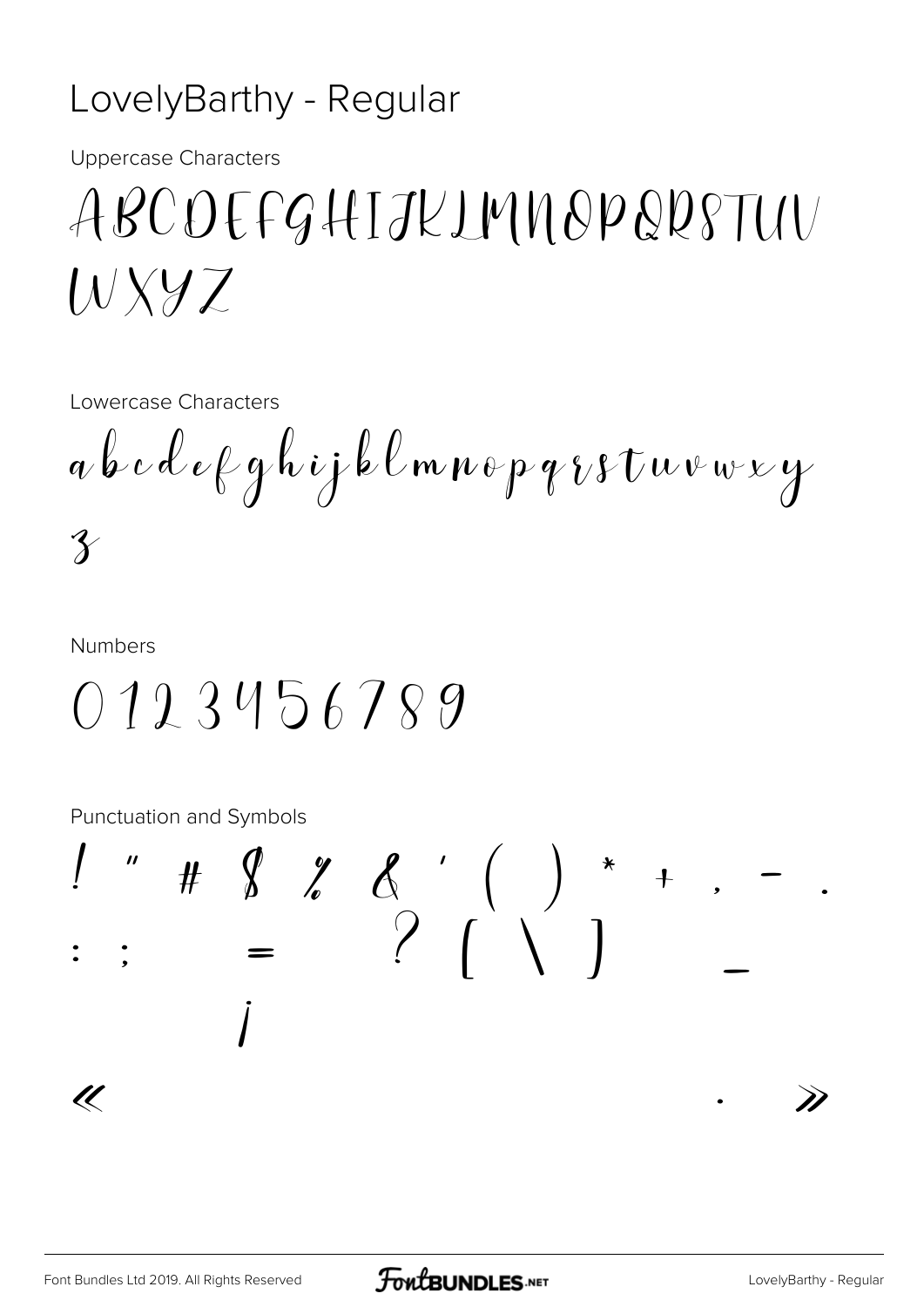# LovelyBarthy - Regular

Uppercase Characters

ABCDEFGHIJKLMNOPQRSTUV
WXYZ

Lowercase Characters

abcdefghijklmnopqrstuvwxy
z

Numbers

0123456789

Punctuation and Symbols

! " # $ % & ' ( ) * + , - .
: ; = ? [ \ ] _
¡
« · »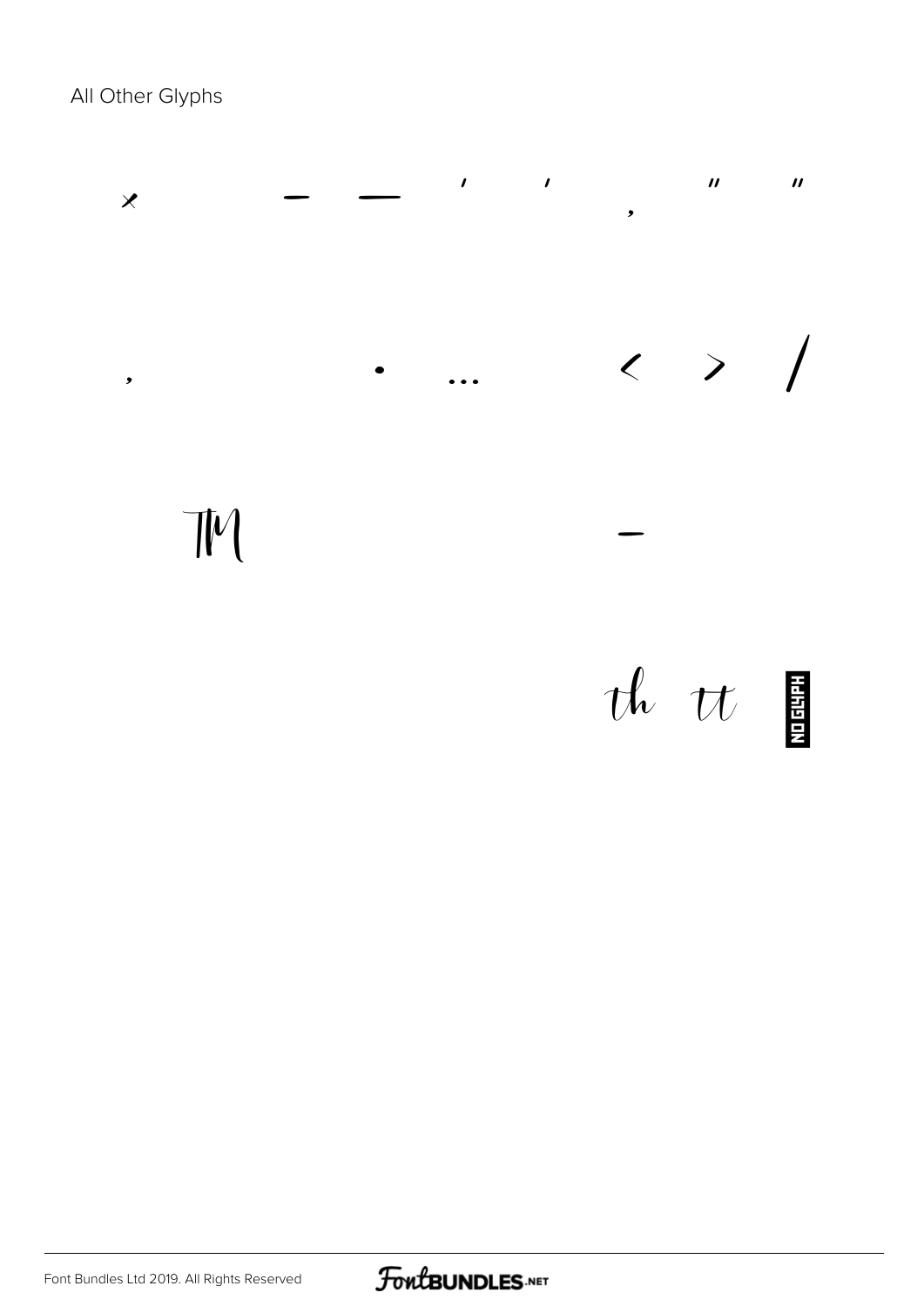All Other Glyphs

× – — ' ' , " "

, • … < > /

TM –

th tt NO GLYPH